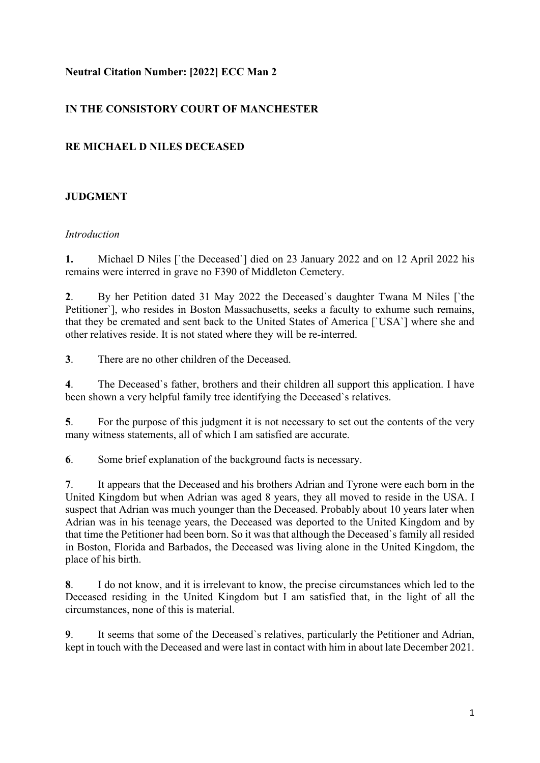**Neutral Citation Number: [2022] ECC Man 2**

**IN THE CONSISTORY COURT OF MANCHESTER**

**RE MICHAEL D NILES DECEASED**

**JUDGMENT**

*Introduction*

**1.** Michael D Niles [`the Deceased`] died on 23 January 2022 and on 12 April 2022 his remains were interred in grave no F390 of Middleton Cemetery.

**2**. By her Petition dated 31 May 2022 the Deceased`s daughter Twana M Niles [`the Petitioner`], who resides in Boston Massachusetts, seeks a faculty to exhume such remains, that they be cremated and sent back to the United States of America [`USA`] where she and other relatives reside. It is not stated where they will be re-interred.

**3**. There are no other children of the Deceased.

**4**. The Deceased`s father, brothers and their children all support this application. I have been shown a very helpful family tree identifying the Deceased`s relatives.

**5**. For the purpose of this judgment it is not necessary to set out the contents of the very many witness statements, all of which I am satisfied are accurate.

**6**. Some brief explanation of the background facts is necessary.

**7**. It appears that the Deceased and his brothers Adrian and Tyrone were each born in the United Kingdom but when Adrian was aged 8 years, they all moved to reside in the USA. I suspect that Adrian was much younger than the Deceased. Probably about 10 years later when Adrian was in his teenage years, the Deceased was deported to the United Kingdom and by that time the Petitioner had been born. So it was that although the Deceased`s family all resided in Boston, Florida and Barbados, the Deceased was living alone in the United Kingdom, the place of his birth.

**8**. I do not know, and it is irrelevant to know, the precise circumstances which led to the Deceased residing in the United Kingdom but I am satisfied that, in the light of all the circumstances, none of this is material.

**9**. It seems that some of the Deceased`s relatives, particularly the Petitioner and Adrian, kept in touch with the Deceased and were last in contact with him in about late December 2021.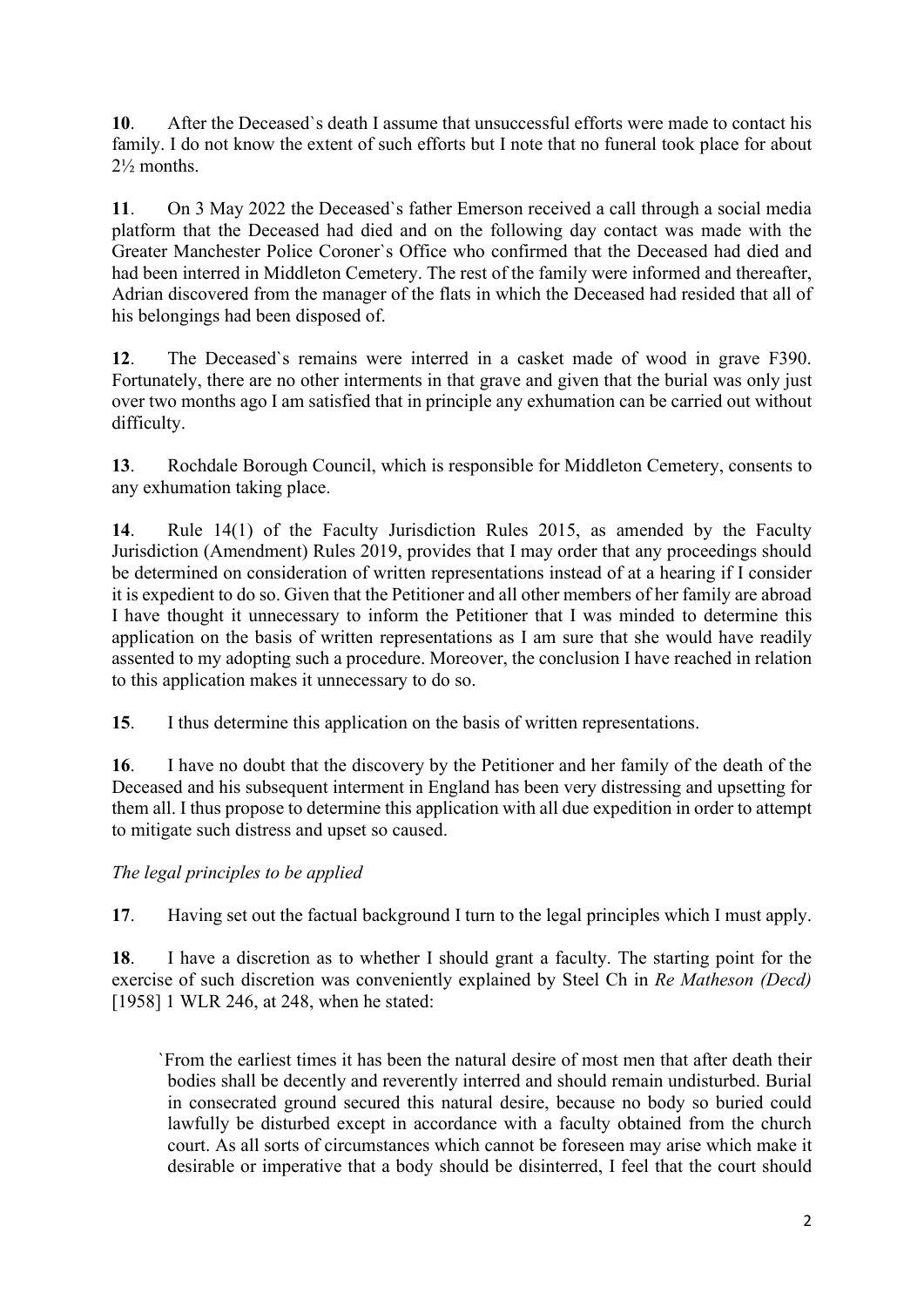**10**. After the Deceased`s death I assume that unsuccessful efforts were made to contact his family. I do not know the extent of such efforts but I note that no funeral took place for about 2½ months.

**11**. On 3 May 2022 the Deceased`s father Emerson received a call through a social media platform that the Deceased had died and on the following day contact was made with the Greater Manchester Police Coroner`s Office who confirmed that the Deceased had died and had been interred in Middleton Cemetery. The rest of the family were informed and thereafter, Adrian discovered from the manager of the flats in which the Deceased had resided that all of his belongings had been disposed of.

**12**. The Deceased`s remains were interred in a casket made of wood in grave F390. Fortunately, there are no other interments in that grave and given that the burial was only just over two months ago I am satisfied that in principle any exhumation can be carried out without difficulty.

**13**. Rochdale Borough Council, which is responsible for Middleton Cemetery, consents to any exhumation taking place.

**14**. Rule 14(1) of the Faculty Jurisdiction Rules 2015, as amended by the Faculty Jurisdiction (Amendment) Rules 2019, provides that I may order that any proceedings should be determined on consideration of written representations instead of at a hearing if I consider it is expedient to do so. Given that the Petitioner and all other members of her family are abroad I have thought it unnecessary to inform the Petitioner that I was minded to determine this application on the basis of written representations as I am sure that she would have readily assented to my adopting such a procedure. Moreover, the conclusion I have reached in relation to this application makes it unnecessary to do so.

**15**. I thus determine this application on the basis of written representations.

**16**. I have no doubt that the discovery by the Petitioner and her family of the death of the Deceased and his subsequent interment in England has been very distressing and upsetting for them all. I thus propose to determine this application with all due expedition in order to attempt to mitigate such distress and upset so caused.

*The legal principles to be applied*

**17**. Having set out the factual background I turn to the legal principles which I must apply.

**18**. I have a discretion as to whether I should grant a faculty. The starting point for the exercise of such discretion was conveniently explained by Steel Ch in *Re Matheson (Decd)* [1958] 1 WLR 246, at 248, when he stated:

> `From the earliest times it has been the natural desire of most men that after death their bodies shall be decently and reverently interred and should remain undisturbed. Burial in consecrated ground secured this natural desire, because no body so buried could lawfully be disturbed except in accordance with a faculty obtained from the church court. As all sorts of circumstances which cannot be foreseen may arise which make it desirable or imperative that a body should be disinterred, I feel that the court should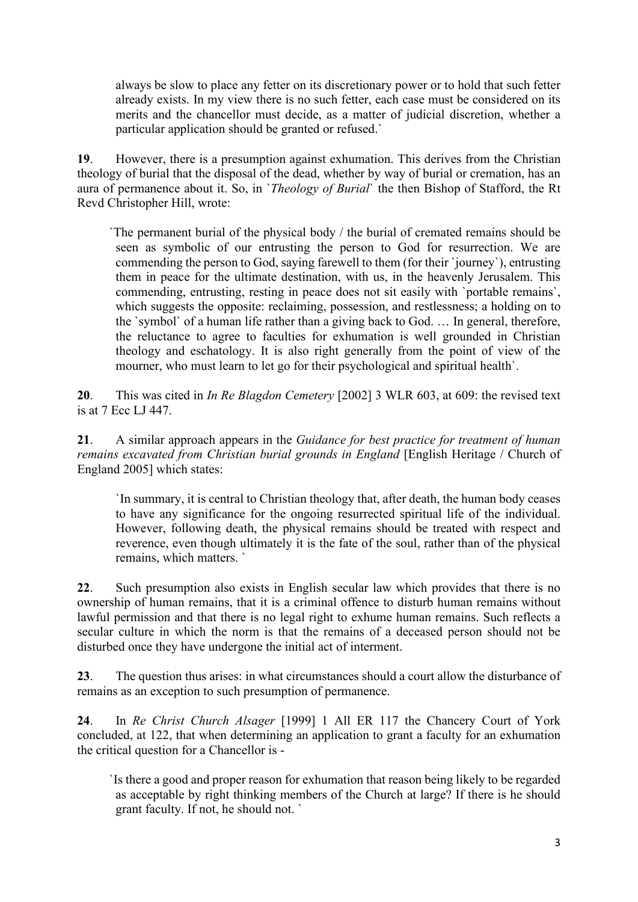> always be slow to place any fetter on its discretionary power or to hold that such fetter already exists. In my view there is no such fetter, each case must be considered on its merits and the chancellor must decide, as a matter of judicial discretion, whether a particular application should be granted or refused.`

**19**. However, there is a presumption against exhumation. This derives from the Christian theology of burial that the disposal of the dead, whether by way of burial or cremation, has an aura of permanence about it. So, in `*Theology of Burial*` the then Bishop of Stafford, the Rt Revd Christopher Hill, wrote:

> `The permanent burial of the physical body / the burial of cremated remains should be seen as symbolic of our entrusting the person to God for resurrection. We are commending the person to God, saying farewell to them (for their `journey`), entrusting them in peace for the ultimate destination, with us, in the heavenly Jerusalem. This commending, entrusting, resting in peace does not sit easily with `portable remains`, which suggests the opposite: reclaiming, possession, and restlessness; a holding on to the `symbol` of a human life rather than a giving back to God. … In general, therefore, the reluctance to agree to faculties for exhumation is well grounded in Christian theology and eschatology. It is also right generally from the point of view of the mourner, who must learn to let go for their psychological and spiritual health`.

**20**. This was cited in *In Re Blagdon Cemetery* [2002] 3 WLR 603, at 609: the revised text is at 7 Ecc LJ 447.

**21**. A similar approach appears in the *Guidance for best practice for treatment of human remains excavated from Christian burial grounds in England* [English Heritage / Church of England 2005] which states:

> `In summary, it is central to Christian theology that, after death, the human body ceases to have any significance for the ongoing resurrected spiritual life of the individual. However, following death, the physical remains should be treated with respect and reverence, even though ultimately it is the fate of the soul, rather than of the physical remains, which matters. `

**22**. Such presumption also exists in English secular law which provides that there is no ownership of human remains, that it is a criminal offence to disturb human remains without lawful permission and that there is no legal right to exhume human remains. Such reflects a secular culture in which the norm is that the remains of a deceased person should not be disturbed once they have undergone the initial act of interment.

**23**. The question thus arises: in what circumstances should a court allow the disturbance of remains as an exception to such presumption of permanence.

**24**. In *Re Christ Church Alsager* [1999] 1 All ER 117 the Chancery Court of York concluded, at 122, that when determining an application to grant a faculty for an exhumation the critical question for a Chancellor is -

> `Is there a good and proper reason for exhumation that reason being likely to be regarded as acceptable by right thinking members of the Church at large? If there is he should grant faculty. If not, he should not. `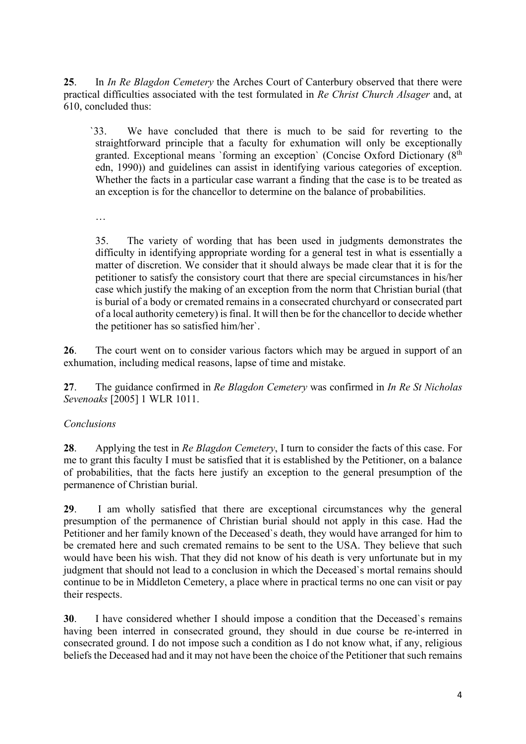**25**. In *In Re Blagdon Cemetery* the Arches Court of Canterbury observed that there were practical difficulties associated with the test formulated in *Re Christ Church Alsager* and, at 610, concluded thus:

> `33. We have concluded that there is much to be said for reverting to the straightforward principle that a faculty for exhumation will only be exceptionally granted. Exceptional means `forming an exception` (Concise Oxford Dictionary (8th edn, 1990)) and guidelines can assist in identifying various categories of exception. Whether the facts in a particular case warrant a finding that the case is to be treated as an exception is for the chancellor to determine on the balance of probabilities.
>
> …
>
> 35. The variety of wording that has been used in judgments demonstrates the difficulty in identifying appropriate wording for a general test in what is essentially a matter of discretion. We consider that it should always be made clear that it is for the petitioner to satisfy the consistory court that there are special circumstances in his/her case which justify the making of an exception from the norm that Christian burial (that is burial of a body or cremated remains in a consecrated churchyard or consecrated part of a local authority cemetery) is final. It will then be for the chancellor to decide whether the petitioner has so satisfied him/her`.

**26**. The court went on to consider various factors which may be argued in support of an exhumation, including medical reasons, lapse of time and mistake.

**27**. The guidance confirmed in *Re Blagdon Cemetery* was confirmed in *In Re St Nicholas Sevenoaks* [2005] 1 WLR 1011.

*Conclusions*

**28**. Applying the test in *Re Blagdon Cemetery*, I turn to consider the facts of this case. For me to grant this faculty I must be satisfied that it is established by the Petitioner, on a balance of probabilities, that the facts here justify an exception to the general presumption of the permanence of Christian burial.

**29**. I am wholly satisfied that there are exceptional circumstances why the general presumption of the permanence of Christian burial should not apply in this case. Had the Petitioner and her family known of the Deceased`s death, they would have arranged for him to be cremated here and such cremated remains to be sent to the USA. They believe that such would have been his wish. That they did not know of his death is very unfortunate but in my judgment that should not lead to a conclusion in which the Deceased`s mortal remains should continue to be in Middleton Cemetery, a place where in practical terms no one can visit or pay their respects.

**30**. I have considered whether I should impose a condition that the Deceased`s remains having been interred in consecrated ground, they should in due course be re-interred in consecrated ground. I do not impose such a condition as I do not know what, if any, religious beliefs the Deceased had and it may not have been the choice of the Petitioner that such remains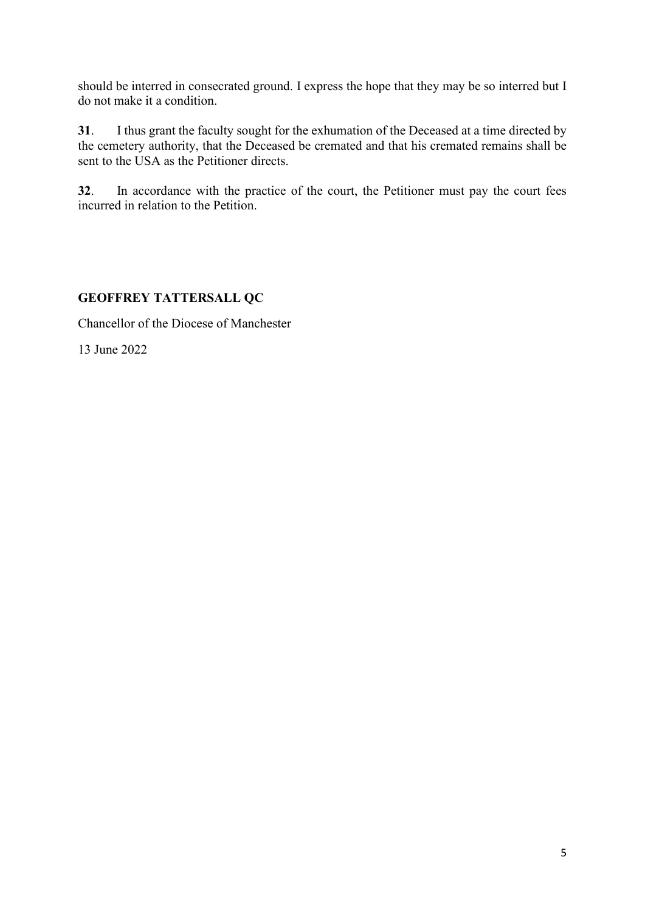should be interred in consecrated ground. I express the hope that they may be so interred but I do not make it a condition.

**31**. I thus grant the faculty sought for the exhumation of the Deceased at a time directed by the cemetery authority, that the Deceased be cremated and that his cremated remains shall be sent to the USA as the Petitioner directs.

**32**. In accordance with the practice of the court, the Petitioner must pay the court fees incurred in relation to the Petition.

**GEOFFREY TATTERSALL QC**

Chancellor of the Diocese of Manchester

13 June 2022